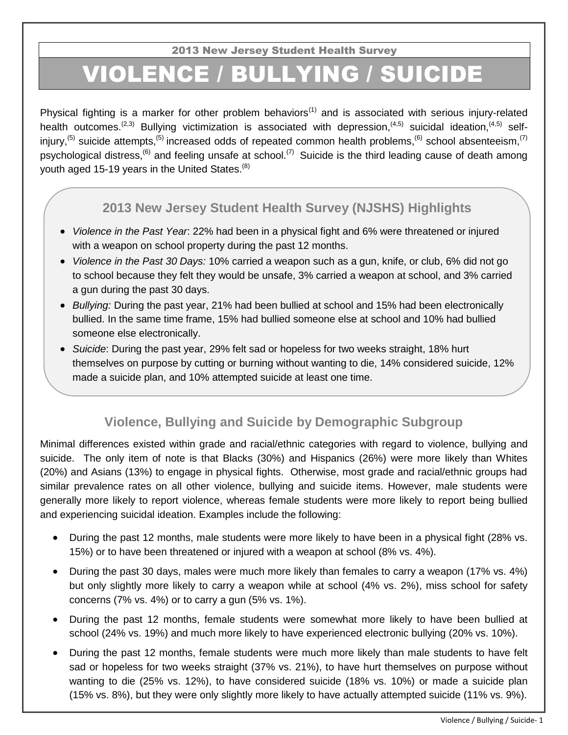2013 New Jersey Student Health Survey

# VIOLENCE / BULLYING / SUICIDE

Physical fighting is a marker for other problem behaviors[1] and is associated with serious injury-related health outcomes.[2,3] Bullying victimization is associated with depression,[4,5] suicidal ideation,[4,5] self-injury,[5] suicide attempts,[5] increased odds of repeated common health problems,[6] school absenteeism,[7] psychological distress,[6] and feeling unsafe at school.[7] Suicide is the third leading cause of death among youth aged 15-19 years in the United States.[8]

## 2013 New Jersey Student Health Survey (NJSHS) Highlights

- *Violence in the Past Year*: 22% had been in a physical fight and 6% were threatened or injured with a weapon on school property during the past 12 months.
- *Violence in the Past 30 Days:* 10% carried a weapon such as a gun, knife, or club, 6% did not go to school because they felt they would be unsafe, 3% carried a weapon at school, and 3% carried a gun during the past 30 days.
- *Bullying:* During the past year, 21% had been bullied at school and 15% had been electronically bullied. In the same time frame, 15% had bullied someone else at school and 10% had bullied someone else electronically.
- *Suicide*: During the past year, 29% felt sad or hopeless for two weeks straight, 18% hurt themselves on purpose by cutting or burning without wanting to die, 14% considered suicide, 12% made a suicide plan, and 10% attempted suicide at least one time.

## Violence, Bullying and Suicide by Demographic Subgroup

Minimal differences existed within grade and racial/ethnic categories with regard to violence, bullying and suicide. The only item of note is that Blacks (30%) and Hispanics (26%) were more likely than Whites (20%) and Asians (13%) to engage in physical fights. Otherwise, most grade and racial/ethnic groups had similar prevalence rates on all other violence, bullying and suicide items. However, male students were generally more likely to report violence, whereas female students were more likely to report being bullied and experiencing suicidal ideation. Examples include the following:

- During the past 12 months, male students were more likely to have been in a physical fight (28% vs. 15%) or to have been threatened or injured with a weapon at school (8% vs. 4%).
- During the past 30 days, males were much more likely than females to carry a weapon (17% vs. 4%) but only slightly more likely to carry a weapon while at school (4% vs. 2%), miss school for safety concerns (7% vs. 4%) or to carry a gun (5% vs. 1%).
- During the past 12 months, female students were somewhat more likely to have been bullied at school (24% vs. 19%) and much more likely to have experienced electronic bullying (20% vs. 10%).
- During the past 12 months, female students were much more likely than male students to have felt sad or hopeless for two weeks straight (37% vs. 21%), to have hurt themselves on purpose without wanting to die (25% vs. 12%), to have considered suicide (18% vs. 10%) or made a suicide plan (15% vs. 8%), but they were only slightly more likely to have actually attempted suicide (11% vs. 9%).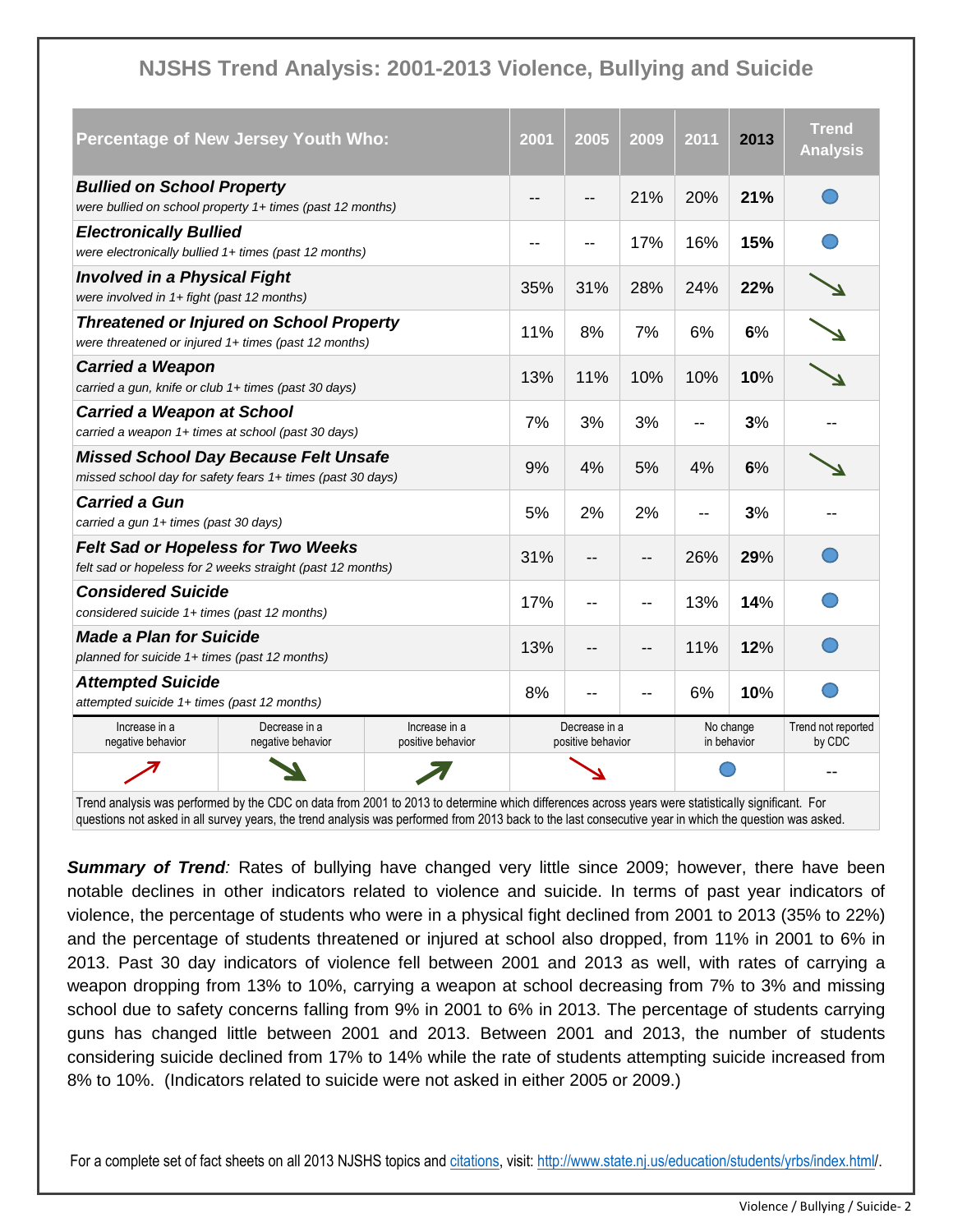# NJSHS Trend Analysis: 2001-2013 Violence, Bullying and Suicide

| Percentage of New Jersey Youth Who: | 2001 | 2005 | 2009 | 2011 | 2013 | Trend Analysis |
|---|---|---|---|---|---|---|
| ***Bullied on School Property*** *were bullied on school property 1+ times (past 12 months)* | -- | -- | 21% | 20% | **21%** | No change in behavior |
| ***Electronically Bullied*** *were electronically bullied 1+ times (past 12 months)* | -- | -- | 17% | 16% | **15%** | No change in behavior |
| ***Involved in a Physical Fight*** *were involved in 1+ fight (past 12 months)* | 35% | 31% | 28% | 24% | **22%** | Decrease in a negative behavior |
| ***Threatened or Injured on School Property*** *were threatened or injured 1+ times (past 12 months)* | 11% | 8% | 7% | 6% | **6**% | Decrease in a negative behavior |
| ***Carried a Weapon*** *carried a gun, knife or club 1+ times (past 30 days)* | 13% | 11% | 10% | 10% | **10**% | Decrease in a negative behavior |
| ***Carried a Weapon at School*** *carried a weapon 1+ times at school (past 30 days)* | 7% | 3% | 3% | -- | **3**% | -- |
| ***Missed School Day Because Felt Unsafe*** *missed school day for safety fears 1+ times (past 30 days)* | 9% | 4% | 5% | 4% | **6**% | Decrease in a negative behavior |
| ***Carried a Gun*** *carried a gun 1+ times (past 30 days)* | 5% | 2% | 2% | -- | **3**% | -- |
| ***Felt Sad or Hopeless for Two Weeks*** *felt sad or hopeless for 2 weeks straight (past 12 months)* | 31% | -- | -- | 26% | **29**% | No change in behavior |
| ***Considered Suicide*** *considered suicide 1+ times (past 12 months)* | 17% | -- | -- | 13% | **14**% | No change in behavior |
| ***Made a Plan for Suicide*** *planned for suicide 1+ times (past 12 months)* | 13% | -- | -- | 11% | **12**% | No change in behavior |
| ***Attempted Suicide*** *attempted suicide 1+ times (past 12 months)* | 8% | -- | -- | 6% | **10**% | No change in behavior |

Legend: Increase in a negative behavior | Decrease in a negative behavior | Increase in a positive behavior | Decrease in a positive behavior | No change in behavior | Trend not reported by CDC (--)

Trend analysis was performed by the CDC on data from 2001 to 2013 to determine which differences across years were statistically significant. For questions not asked in all survey years, the trend analysis was performed from 2013 back to the last consecutive year in which the question was asked.

***Summary of Trend****:* Rates of bullying have changed very little since 2009; however, there have been notable declines in other indicators related to violence and suicide. In terms of past year indicators of violence, the percentage of students who were in a physical fight declined from 2001 to 2013 (35% to 22%) and the percentage of students threatened or injured at school also dropped, from 11% in 2001 to 6% in 2013. Past 30 day indicators of violence fell between 2001 and 2013 as well, with rates of carrying a weapon dropping from 13% to 10%, carrying a weapon at school decreasing from 7% to 3% and missing school due to safety concerns falling from 9% in 2001 to 6% in 2013. The percentage of students carrying guns has changed little between 2001 and 2013. Between 2001 and 2013, the number of students considering suicide declined from 17% to 14% while the rate of students attempting suicide increased from 8% to 10%. (Indicators related to suicide were not asked in either 2005 or 2009.)

For a complete set of fact sheets on all 2013 NJSHS topics and citations, visit: http://www.state.nj.us/education/students/yrbs/index.html/.